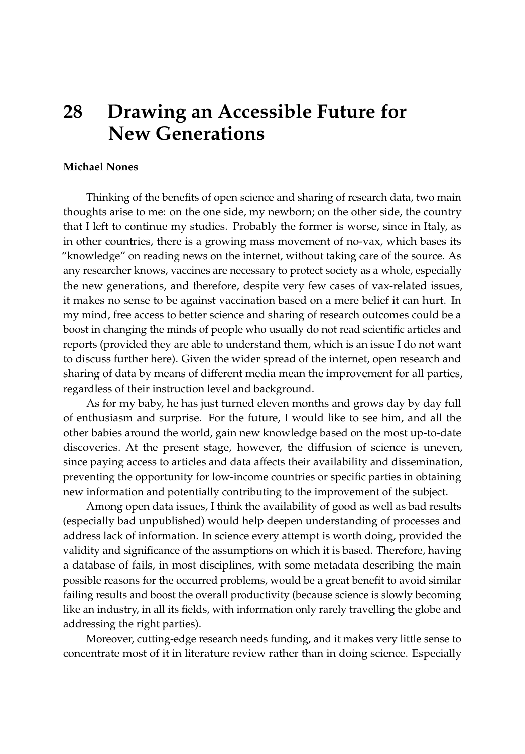# 28 Drawing an Accessible Future for New Generations

**Michael Nones**

Thinking of the benefits of open science and sharing of research data, two main thoughts arise to me: on the one side, my newborn; on the other side, the country that I left to continue my studies. Probably the former is worse, since in Italy, as in other countries, there is a growing mass movement of no-vax, which bases its "knowledge" on reading news on the internet, without taking care of the source. As any researcher knows, vaccines are necessary to protect society as a whole, especially the new generations, and therefore, despite very few cases of vax-related issues, it makes no sense to be against vaccination based on a mere belief it can hurt. In my mind, free access to better science and sharing of research outcomes could be a boost in changing the minds of people who usually do not read scientific articles and reports (provided they are able to understand them, which is an issue I do not want to discuss further here). Given the wider spread of the internet, open research and sharing of data by means of different media mean the improvement for all parties, regardless of their instruction level and background.

As for my baby, he has just turned eleven months and grows day by day full of enthusiasm and surprise. For the future, I would like to see him, and all the other babies around the world, gain new knowledge based on the most up-to-date discoveries. At the present stage, however, the diffusion of science is uneven, since paying access to articles and data affects their availability and dissemination, preventing the opportunity for low-income countries or specific parties in obtaining new information and potentially contributing to the improvement of the subject.

Among open data issues, I think the availability of good as well as bad results (especially bad unpublished) would help deepen understanding of processes and address lack of information. In science every attempt is worth doing, provided the validity and significance of the assumptions on which it is based. Therefore, having a database of fails, in most disciplines, with some metadata describing the main possible reasons for the occurred problems, would be a great benefit to avoid similar failing results and boost the overall productivity (because science is slowly becoming like an industry, in all its fields, with information only rarely travelling the globe and addressing the right parties).

Moreover, cutting-edge research needs funding, and it makes very little sense to concentrate most of it in literature review rather than in doing science. Especially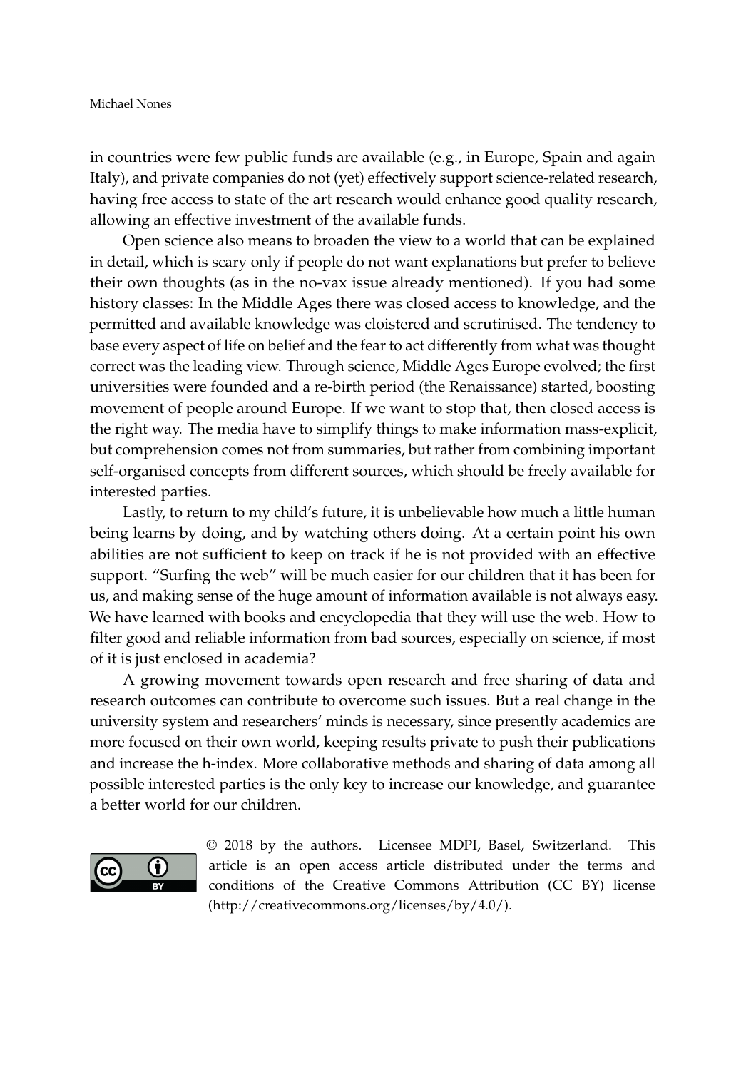in countries were few public funds are available (e.g., in Europe, Spain and again Italy), and private companies do not (yet) effectively support science-related research, having free access to state of the art research would enhance good quality research, allowing an effective investment of the available funds.

Open science also means to broaden the view to a world that can be explained in detail, which is scary only if people do not want explanations but prefer to believe their own thoughts (as in the no-vax issue already mentioned). If you had some history classes: In the Middle Ages there was closed access to knowledge, and the permitted and available knowledge was cloistered and scrutinised. The tendency to base every aspect of life on belief and the fear to act differently from what was thought correct was the leading view. Through science, Middle Ages Europe evolved; the first universities were founded and a re-birth period (the Renaissance) started, boosting movement of people around Europe. If we want to stop that, then closed access is the right way. The media have to simplify things to make information mass-explicit, but comprehension comes not from summaries, but rather from combining important self-organised concepts from different sources, which should be freely available for interested parties.

Lastly, to return to my child's future, it is unbelievable how much a little human being learns by doing, and by watching others doing. At a certain point his own abilities are not sufficient to keep on track if he is not provided with an effective support. "Surfing the web" will be much easier for our children that it has been for us, and making sense of the huge amount of information available is not always easy. We have learned with books and encyclopedia that they will use the web. How to filter good and reliable information from bad sources, especially on science, if most of it is just enclosed in academia?

A growing movement towards open research and free sharing of data and research outcomes can contribute to overcome such issues. But a real change in the university system and researchers' minds is necessary, since presently academics are more focused on their own world, keeping results private to push their publications and increase the h-index. More collaborative methods and sharing of data among all possible interested parties is the only key to increase our knowledge, and guarantee a better world for our children.

© 2018 by the authors. Licensee MDPI, Basel, Switzerland. This article is an open access article distributed under the terms and conditions of the Creative Commons Attribution (CC BY) license (http://creativecommons.org/licenses/by/4.0/).